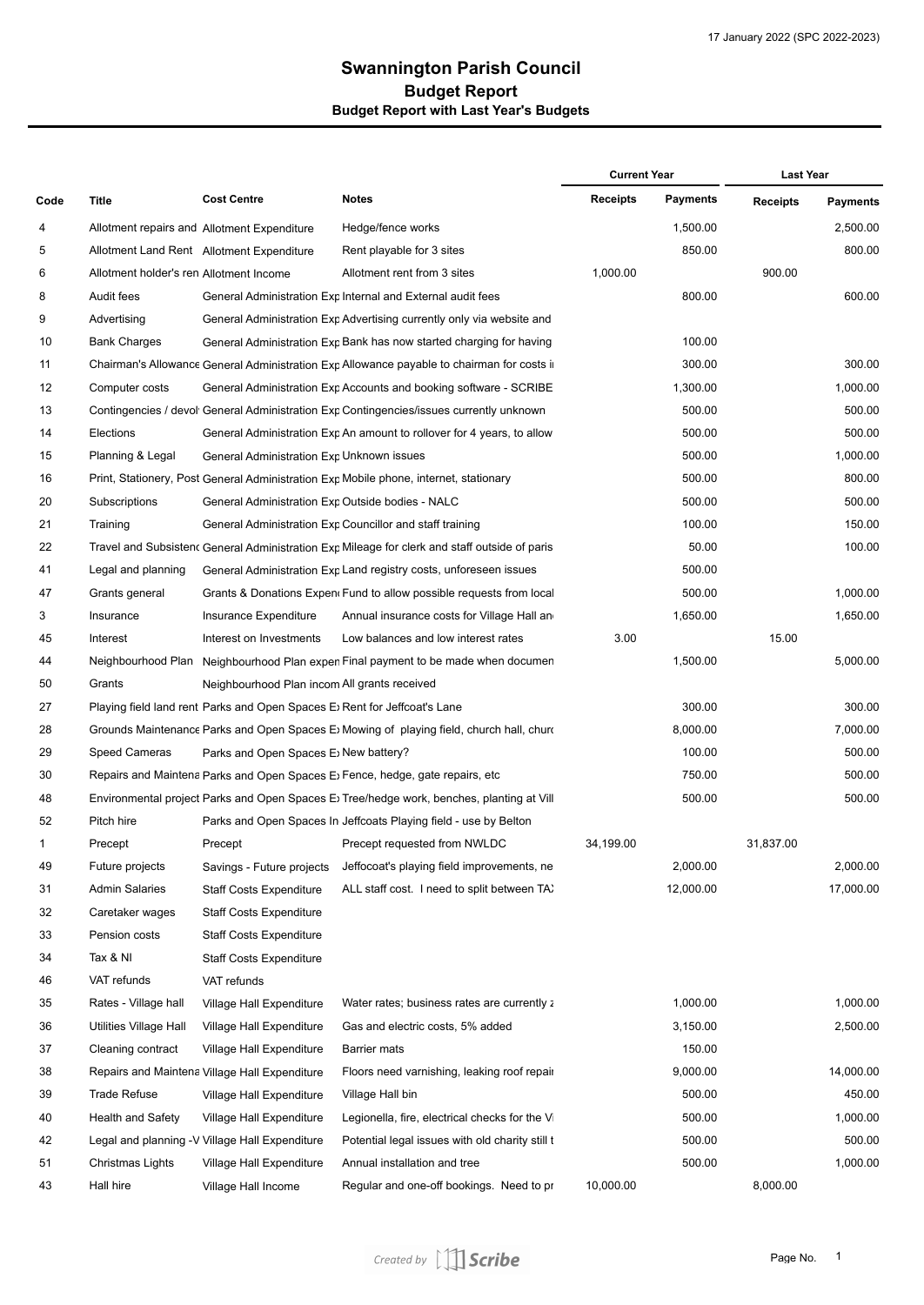17 January 2022 (SPC 2022-2023)

# Swannington Parish Council

## Budget Report

### Budget Report with Last Year's Budgets

| Code | Title | Cost Centre | Notes | Current Year Receipts | Current Year Payments | Last Year Receipts | Last Year Payments |
|---|---|---|---|---|---|---|---|
| 4 | Allotment repairs and | Allotment Expenditure | Hedge/fence works | | 1,500.00 | | 2,500.00 |
| 5 | Allotment Land Rent | Allotment Expenditure | Rent playable for 3 sites | | 850.00 | | 800.00 |
| 6 | Allotment holder's ren | Allotment Income | Allotment rent from 3 sites | 1,000.00 | | 900.00 | |
| 8 | Audit fees | General Administration Exp | Internal and External audit fees | | 800.00 | | 600.00 |
| 9 | Advertising | General Administration Exp | Advertising currently only via website and | | | | |
| 10 | Bank Charges | General Administration Exp | Bank has now started charging for having | | 100.00 | | |
| 11 | Chairman's Allowance | General Administration Exp | Allowance payable to chairman for costs i | | 300.00 | | 300.00 |
| 12 | Computer costs | General Administration Exp | Accounts and booking software - SCRIBE | | 1,300.00 | | 1,000.00 |
| 13 | Contingencies / devol | General Administration Exp | Contingencies/issues currently unknown | | 500.00 | | 500.00 |
| 14 | Elections | General Administration Exp | An amount to rollover for 4 years, to allow | | 500.00 | | 500.00 |
| 15 | Planning & Legal | General Administration Exp | Unknown issues | | 500.00 | | 1,000.00 |
| 16 | Print, Stationery, Post | General Administration Exp | Mobile phone, internet, stationary | | 500.00 | | 800.00 |
| 20 | Subscriptions | General Administration Exp | Outside bodies - NALC | | 500.00 | | 500.00 |
| 21 | Training | General Administration Exp | Councillor and staff training | | 100.00 | | 150.00 |
| 22 | Travel and Subsistenc | General Administration Exp | Mileage for clerk and staff outside of paris | | 50.00 | | 100.00 |
| 41 | Legal and planning | General Administration Exp | Land registry costs, unforeseen issues | | 500.00 | | |
| 47 | Grants general | Grants & Donations Expen | Fund to allow possible requests from local | | 500.00 | | 1,000.00 |
| 3 | Insurance | Insurance Expenditure | Annual insurance costs for Village Hall an | | 1,650.00 | | 1,650.00 |
| 45 | Interest | Interest on Investments | Low balances and low interest rates | 3.00 | | 15.00 | |
| 44 | Neighbourhood Plan | Neighbourhood Plan expen | Final payment to be made when documen | | 1,500.00 | | 5,000.00 |
| 50 | Grants | Neighbourhood Plan incom | All grants received | | | | |
| 27 | Playing field land rent | Parks and Open Spaces E | Rent for Jeffcoat's Lane | | 300.00 | | 300.00 |
| 28 | Grounds Maintenance | Parks and Open Spaces E | Mowing of playing field, church hall, churc | | 8,000.00 | | 7,000.00 |
| 29 | Speed Cameras | Parks and Open Spaces E | New battery? | | 100.00 | | 500.00 |
| 30 | Repairs and Maintena | Parks and Open Spaces E | Fence, hedge, gate repairs, etc | | 750.00 | | 500.00 |
| 48 | Environmental project | Parks and Open Spaces E | Tree/hedge work, benches, planting at Vill | | 500.00 | | 500.00 |
| 52 | Pitch hire | Parks and Open Spaces In | Jeffcoats Playing field - use by Belton | | | | |
| 1 | Precept | Precept | Precept requested from NWLDC | 34,199.00 | | 31,837.00 | |
| 49 | Future projects | Savings - Future projects | Jeffcoat's playing field improvements, ne | | 2,000.00 | | 2,000.00 |
| 31 | Admin Salaries | Staff Costs Expenditure | ALL staff cost. I need to split between TA | | 12,000.00 | | 17,000.00 |
| 32 | Caretaker wages | Staff Costs Expenditure | | | | | |
| 33 | Pension costs | Staff Costs Expenditure | | | | | |
| 34 | Tax & NI | Staff Costs Expenditure | | | | | |
| 46 | VAT refunds | VAT refunds | | | | | |
| 35 | Rates - Village hall | Village Hall Expenditure | Water rates; business rates are currently z | | 1,000.00 | | 1,000.00 |
| 36 | Utilities Village Hall | Village Hall Expenditure | Gas and electric costs, 5% added | | 3,150.00 | | 2,500.00 |
| 37 | Cleaning contract | Village Hall Expenditure | Barrier mats | | 150.00 | | |
| 38 | Repairs and Maintena | Village Hall Expenditure | Floors need varnishing, leaking roof repai | | 9,000.00 | | 14,000.00 |
| 39 | Trade Refuse | Village Hall Expenditure | Village Hall bin | | 500.00 | | 450.00 |
| 40 | Health and Safety | Village Hall Expenditure | Legionella, fire, electrical checks for the V | | 500.00 | | 1,000.00 |
| 42 | Legal and planning -V | Village Hall Expenditure | Potential legal issues with old charity still t | | 500.00 | | 500.00 |
| 51 | Christmas Lights | Village Hall Expenditure | Annual installation and tree | | 500.00 | | 1,000.00 |
| 43 | Hall hire | Village Hall Income | Regular and one-off bookings. Need to pr | 10,000.00 | | 8,000.00 | |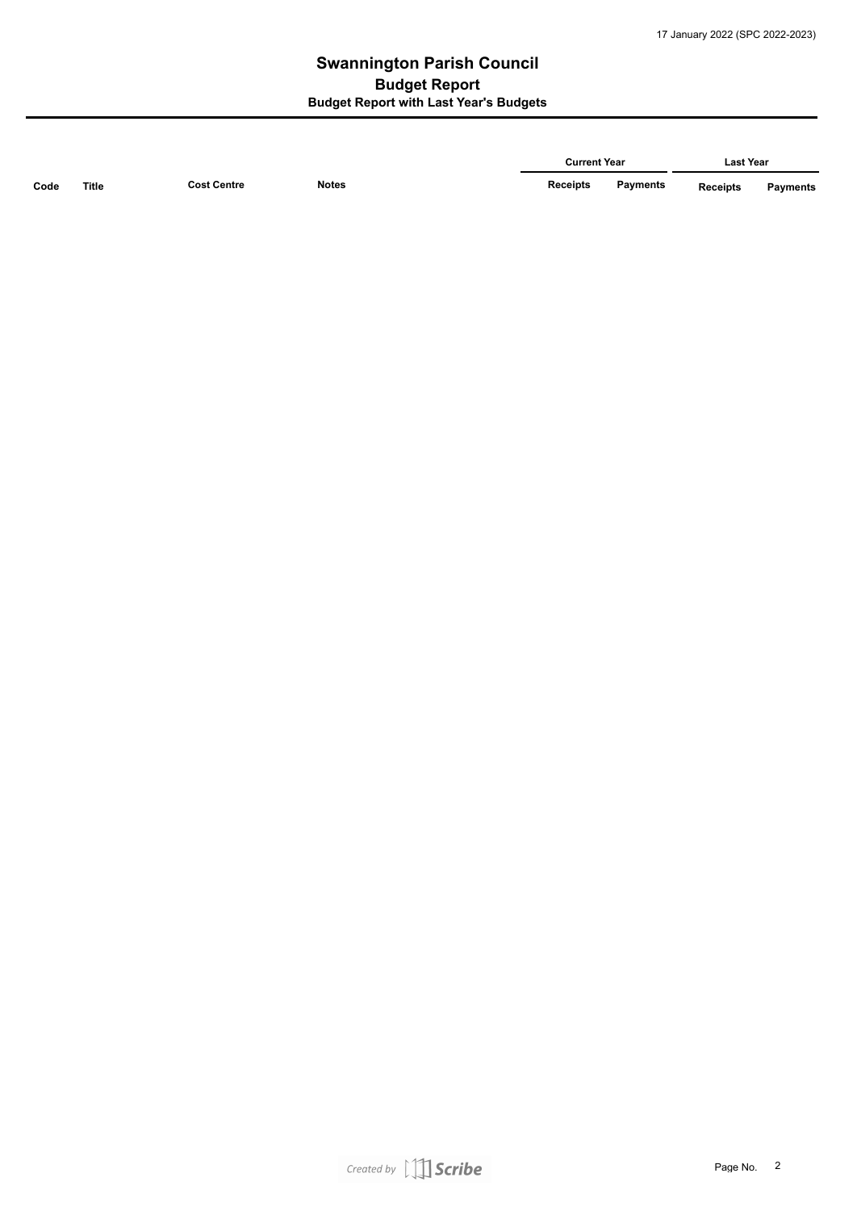# Swannington Parish Council

## Budget Report

### Budget Report with Last Year's Budgets

| | | | | Current Year | | Last Year | |
|---|---|---|---|---|---|---|---|
| Code | Title | Cost Centre | Notes | Receipts | Payments | Receipts | Payments |